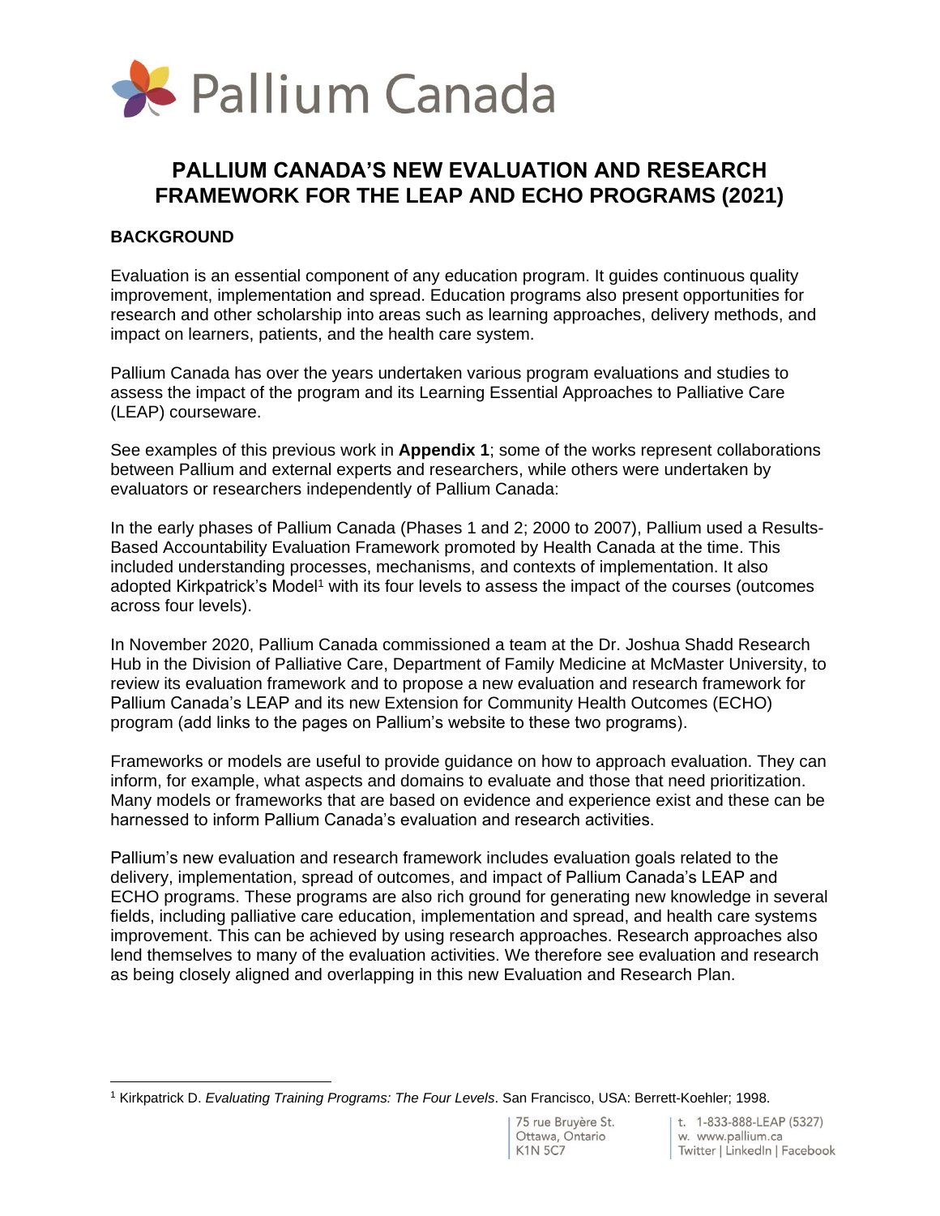# PALLIUM CANADA'S NEW EVALUATION AND RESEARCH FRAMEWORK FOR THE LEAP AND ECHO PROGRAMS (2021)

## BACKGROUND

Evaluation is an essential component of any education program. It guides continuous quality improvement, implementation and spread. Education programs also present opportunities for research and other scholarship into areas such as learning approaches, delivery methods, and impact on learners, patients, and the health care system.

Pallium Canada has over the years undertaken various program evaluations and studies to assess the impact of the program and its Learning Essential Approaches to Palliative Care (LEAP) courseware.

See examples of this previous work in **Appendix 1**; some of the works represent collaborations between Pallium and external experts and researchers, while others were undertaken by evaluators or researchers independently of Pallium Canada:

In the early phases of Pallium Canada (Phases 1 and 2; 2000 to 2007), Pallium used a Results-Based Accountability Evaluation Framework promoted by Health Canada at the time. This included understanding processes, mechanisms, and contexts of implementation. It also adopted Kirkpatrick's Model[1] with its four levels to assess the impact of the courses (outcomes across four levels).

In November 2020, Pallium Canada commissioned a team at the Dr. Joshua Shadd Research Hub in the Division of Palliative Care, Department of Family Medicine at McMaster University, to review its evaluation framework and to propose a new evaluation and research framework for Pallium Canada's LEAP and its new Extension for Community Health Outcomes (ECHO) program (add links to the pages on Pallium's website to these two programs).

Frameworks or models are useful to provide guidance on how to approach evaluation. They can inform, for example, what aspects and domains to evaluate and those that need prioritization. Many models or frameworks that are based on evidence and experience exist and these can be harnessed to inform Pallium Canada's evaluation and research activities.

Pallium's new evaluation and research framework includes evaluation goals related to the delivery, implementation, spread of outcomes, and impact of Pallium Canada's LEAP and ECHO programs. These programs are also rich ground for generating new knowledge in several fields, including palliative care education, implementation and spread, and health care systems improvement. This can be achieved by using research approaches. Research approaches also lend themselves to many of the evaluation activities. We therefore see evaluation and research as being closely aligned and overlapping in this new Evaluation and Research Plan.

---

[1] Kirkpatrick D. *Evaluating Training Programs: The Four Levels*. San Francisco, USA: Berrett-Koehler; 1998.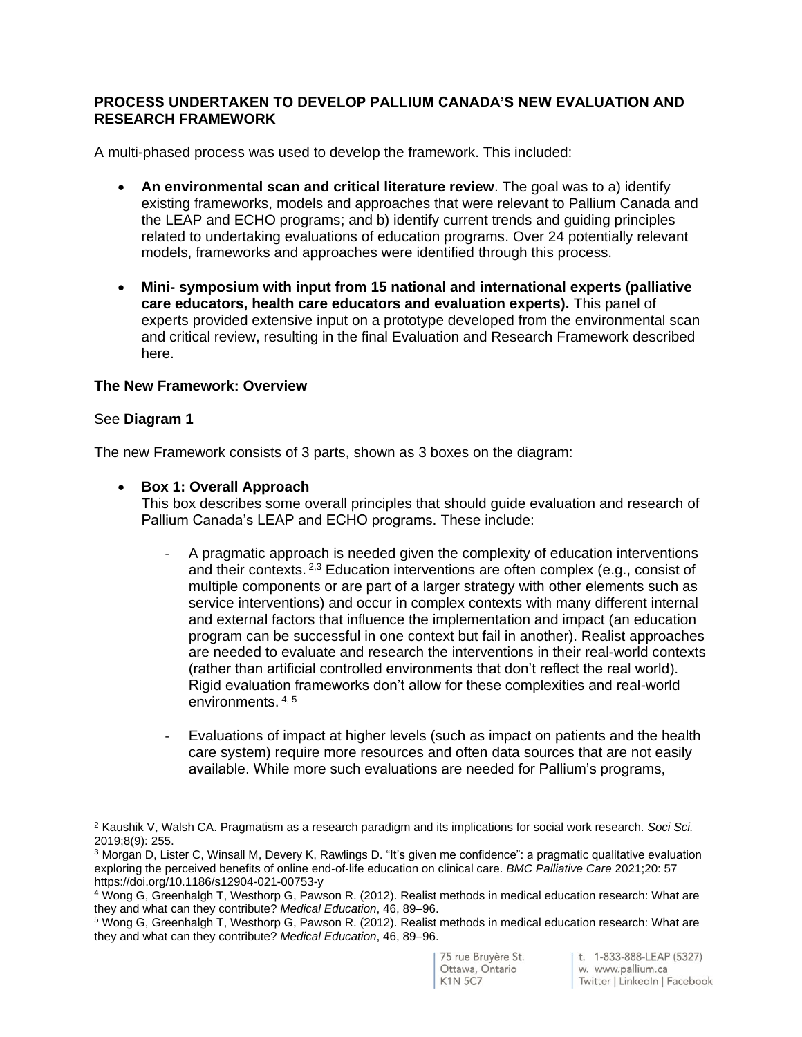**PROCESS UNDERTAKEN TO DEVELOP PALLIUM CANADA'S NEW EVALUATION AND RESEARCH FRAMEWORK**

A multi-phased process was used to develop the framework. This included:

- **An environmental scan and critical literature review**. The goal was to a) identify existing frameworks, models and approaches that were relevant to Pallium Canada and the LEAP and ECHO programs; and b) identify current trends and guiding principles related to undertaking evaluations of education programs. Over 24 potentially relevant models, frameworks and approaches were identified through this process.

- **Mini- symposium with input from 15 national and international experts (palliative care educators, health care educators and evaluation experts).** This panel of experts provided extensive input on a prototype developed from the environmental scan and critical review, resulting in the final Evaluation and Research Framework described here.

**The New Framework: Overview**

See **Diagram 1**

The new Framework consists of 3 parts, shown as 3 boxes on the diagram:

- **Box 1: Overall Approach**
  This box describes some overall principles that should guide evaluation and research of Pallium Canada's LEAP and ECHO programs. These include:

  - A pragmatic approach is needed given the complexity of education interventions and their contexts. [2,3] Education interventions are often complex (e.g., consist of multiple components or are part of a larger strategy with other elements such as service interventions) and occur in complex contexts with many different internal and external factors that influence the implementation and impact (an education program can be successful in one context but fail in another). Realist approaches are needed to evaluate and research the interventions in their real-world contexts (rather than artificial controlled environments that don't reflect the real world). Rigid evaluation frameworks don't allow for these complexities and real-world environments. [4, 5]

  - Evaluations of impact at higher levels (such as impact on patients and the health care system) require more resources and often data sources that are not easily available. While more such evaluations are needed for Pallium's programs,

---

[2] Kaushik V, Walsh CA. Pragmatism as a research paradigm and its implications for social work research. *Soci Sci.* 2019;8(9): 255.

[3] Morgan D, Lister C, Winsall M, Devery K, Rawlings D. "It's given me confidence": a pragmatic qualitative evaluation exploring the perceived benefits of online end-of-life education on clinical care. *BMC Palliative Care* 2021;20: 57 https://doi.org/10.1186/s12904-021-00753-y

[4] Wong G, Greenhalgh T, Westhorp G, Pawson R. (2012). Realist methods in medical education research: What are they and what can they contribute? *Medical Education*, 46, 89–96.

[5] Wong G, Greenhalgh T, Westhorp G, Pawson R. (2012). Realist methods in medical education research: What are they and what can they contribute? *Medical Education*, 46, 89–96.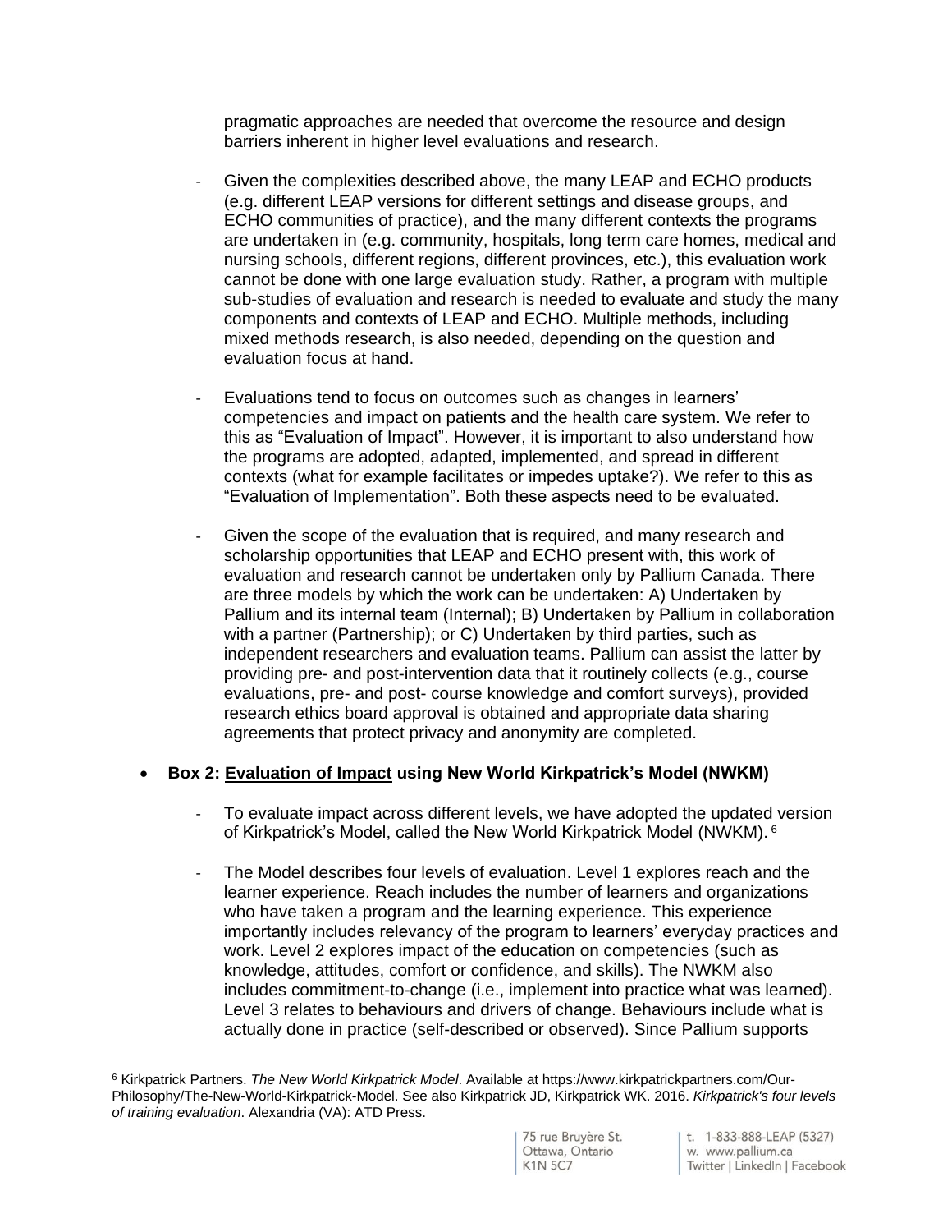pragmatic approaches are needed that overcome the resource and design barriers inherent in higher level evaluations and research.

- Given the complexities described above, the many LEAP and ECHO products (e.g. different LEAP versions for different settings and disease groups, and ECHO communities of practice), and the many different contexts the programs are undertaken in (e.g. community, hospitals, long term care homes, medical and nursing schools, different regions, different provinces, etc.), this evaluation work cannot be done with one large evaluation study. Rather, a program with multiple sub-studies of evaluation and research is needed to evaluate and study the many components and contexts of LEAP and ECHO. Multiple methods, including mixed methods research, is also needed, depending on the question and evaluation focus at hand.

- Evaluations tend to focus on outcomes such as changes in learners' competencies and impact on patients and the health care system. We refer to this as "Evaluation of Impact". However, it is important to also understand how the programs are adopted, adapted, implemented, and spread in different contexts (what for example facilitates or impedes uptake?). We refer to this as "Evaluation of Implementation". Both these aspects need to be evaluated.

- Given the scope of the evaluation that is required, and many research and scholarship opportunities that LEAP and ECHO present with, this work of evaluation and research cannot be undertaken only by Pallium Canada. There are three models by which the work can be undertaken: A) Undertaken by Pallium and its internal team (Internal); B) Undertaken by Pallium in collaboration with a partner (Partnership); or C) Undertaken by third parties, such as independent researchers and evaluation teams. Pallium can assist the latter by providing pre- and post-intervention data that it routinely collects (e.g., course evaluations, pre- and post- course knowledge and comfort surveys), provided research ethics board approval is obtained and appropriate data sharing agreements that protect privacy and anonymity are completed.

- **Box 2: <u>Evaluation of Impact</u> using New World Kirkpatrick's Model (NWKM)**

  - To evaluate impact across different levels, we have adopted the updated version of Kirkpatrick's Model, called the New World Kirkpatrick Model (NWKM).[6]

  - The Model describes four levels of evaluation. Level 1 explores reach and the learner experience. Reach includes the number of learners and organizations who have taken a program and the learning experience. This experience importantly includes relevancy of the program to learners' everyday practices and work. Level 2 explores impact of the education on competencies (such as knowledge, attitudes, comfort or confidence, and skills). The NWKM also includes commitment-to-change (i.e., implement into practice what was learned). Level 3 relates to behaviours and drivers of change. Behaviours include what is actually done in practice (self-described or observed). Since Pallium supports

[6] Kirkpatrick Partners. *The New World Kirkpatrick Model*. Available at https://www.kirkpatrickpartners.com/Our-Philosophy/The-New-World-Kirkpatrick-Model. See also Kirkpatrick JD, Kirkpatrick WK. 2016. *Kirkpatrick's four levels of training evaluation*. Alexandria (VA): ATD Press.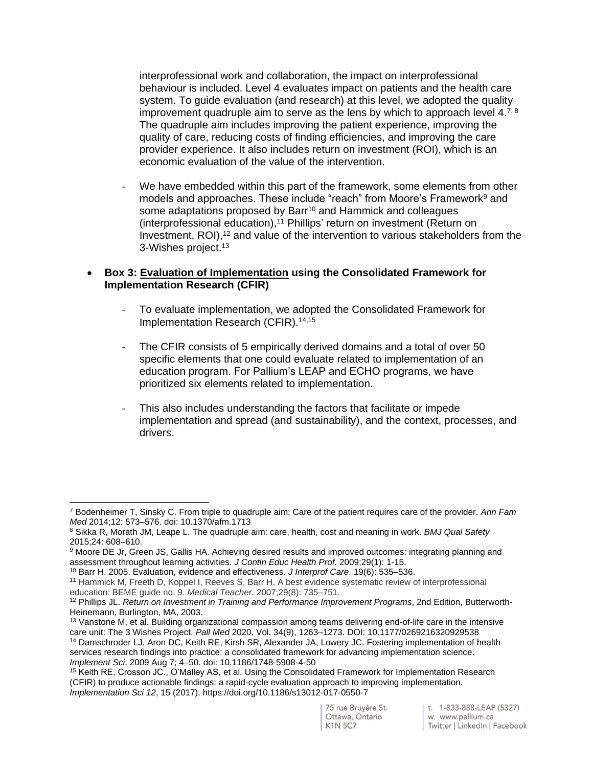interprofessional work and collaboration, the impact on interprofessional behaviour is included. Level 4 evaluates impact on patients and the health care system. To guide evaluation (and research) at this level, we adopted the quality improvement quadruple aim to serve as the lens by which to approach level 4.[7, 8] The quadruple aim includes improving the patient experience, improving the quality of care, reducing costs of finding efficiencies, and improving the care provider experience. It also includes return on investment (ROI), which is an economic evaluation of the value of the intervention.

- We have embedded within this part of the framework, some elements from other models and approaches. These include "reach" from Moore's Framework[9] and some adaptations proposed by Barr[10] and Hammick and colleagues (interprofessional education),[11] Phillips' return on investment (Return on Investment, ROI),[12] and value of the intervention to various stakeholders from the 3-Wishes project.[13]

- **Box 3: <u>Evaluation of Implementation</u> using the Consolidated Framework for Implementation Research (CFIR)**

  - To evaluate implementation, we adopted the Consolidated Framework for Implementation Research (CFIR).[14,15]

  - The CFIR consists of 5 empirically derived domains and a total of over 50 specific elements that one could evaluate related to implementation of an education program. For Pallium's LEAP and ECHO programs, we have prioritized six elements related to implementation.

  - This also includes understanding the factors that facilitate or impede implementation and spread (and sustainability), and the context, processes, and drivers.

---

[7] Bodenheimer T, Sinsky C. From triple to quadruple aim: Care of the patient requires care of the provider. *Ann Fam Med* 2014;12: 573–576. doi: 10.1370/afm.1713

[8] Sikka R, Morath JM, Leape L. The quadruple aim: care, health, cost and meaning in work. *BMJ Qual Safety* 2015;24: 608–610.

[9] Moore DE Jr, Green JS, Gallis HA. Achieving desired results and improved outcomes: integrating planning and assessment throughout learning activities. *J Contin Educ Health Prof.* 2009;29(1): 1-15.

[10] Barr H. 2005. Evaluation, evidence and effectiveness. *J Interprof Care*. 19(6): 535–536.

[11] Hammick M, Freeth D, Koppel I, Reeves S, Barr H. A best evidence systematic review of interprofessional education: BEME guide no. 9. *Medical Teacher.* 2007;29(8): 735–751.

[12] Phillips JL. *Return on Investment in Training and Performance Improvement Programs*, 2nd Edition, Butterworth-Heinemann, Burlington, MA, 2003.

[13] Vanstone M, et al. Building organizational compassion among teams delivering end-of-life care in the intensive care unit: The 3 Wishes Project. *Pall Med* 2020, Vol. 34(9), 1263–1273. DOI: 10.1177/0269216320929538

[14] Damschroder LJ, Aron DC, Keith RE, Kirsh SR, Alexander JA, Lowery JC. Fostering implementation of health services research findings into practice: a consolidated framework for advancing implementation science. *Implement Sci*. 2009 Aug 7; 4–50. doi: 10.1186/1748-5908-4-50

[15] Keith RE, Crosson JC., O'Malley AS, et al. Using the Consolidated Framework for Implementation Research (CFIR) to produce actionable findings: a rapid-cycle evaluation approach to improving implementation. *Implementation Sci 12*, 15 (2017). https://doi.org/10.1186/s13012-017-0550-7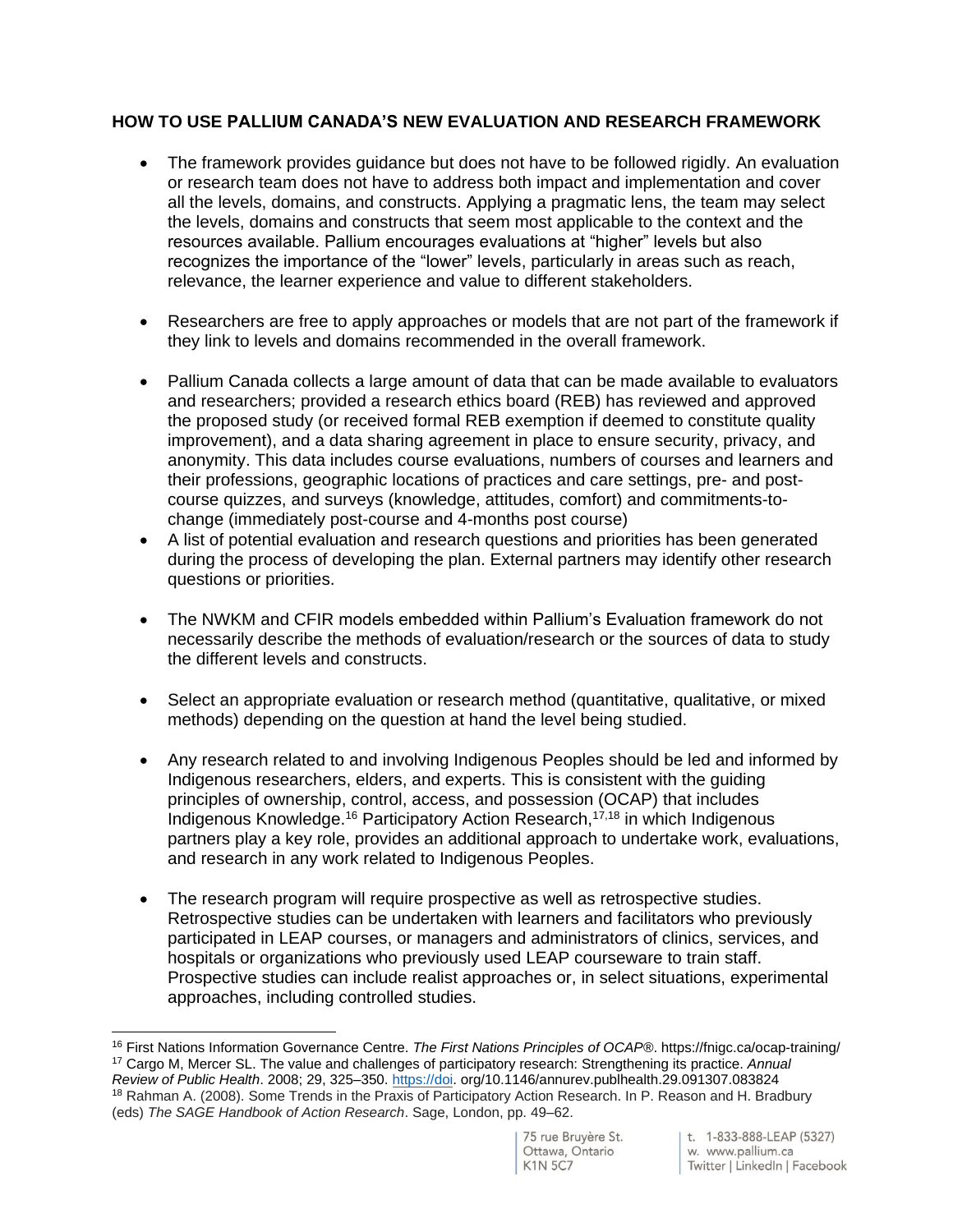**HOW TO USE PALLIUM CANADA'S NEW EVALUATION AND RESEARCH FRAMEWORK**

- The framework provides guidance but does not have to be followed rigidly. An evaluation or research team does not have to address both impact and implementation and cover all the levels, domains, and constructs. Applying a pragmatic lens, the team may select the levels, domains and constructs that seem most applicable to the context and the resources available. Pallium encourages evaluations at "higher" levels but also recognizes the importance of the "lower" levels, particularly in areas such as reach, relevance, the learner experience and value to different stakeholders.

- Researchers are free to apply approaches or models that are not part of the framework if they link to levels and domains recommended in the overall framework.

- Pallium Canada collects a large amount of data that can be made available to evaluators and researchers; provided a research ethics board (REB) has reviewed and approved the proposed study (or received formal REB exemption if deemed to constitute quality improvement), and a data sharing agreement in place to ensure security, privacy, and anonymity. This data includes course evaluations, numbers of courses and learners and their professions, geographic locations of practices and care settings, pre- and post-course quizzes, and surveys (knowledge, attitudes, comfort) and commitments-to-change (immediately post-course and 4-months post course)
- A list of potential evaluation and research questions and priorities has been generated during the process of developing the plan. External partners may identify other research questions or priorities.

- The NWKM and CFIR models embedded within Pallium's Evaluation framework do not necessarily describe the methods of evaluation/research or the sources of data to study the different levels and constructs.

- Select an appropriate evaluation or research method (quantitative, qualitative, or mixed methods) depending on the question at hand the level being studied.

- Any research related to and involving Indigenous Peoples should be led and informed by Indigenous researchers, elders, and experts. This is consistent with the guiding principles of ownership, control, access, and possession (OCAP) that includes Indigenous Knowledge.[16] Participatory Action Research,[17,18] in which Indigenous partners play a key role, provides an additional approach to undertake work, evaluations, and research in any work related to Indigenous Peoples.

- The research program will require prospective as well as retrospective studies. Retrospective studies can be undertaken with learners and facilitators who previously participated in LEAP courses, or managers and administrators of clinics, services, and hospitals or organizations who previously used LEAP courseware to train staff. Prospective studies can include realist approaches or, in select situations, experimental approaches, including controlled studies.

---

[16] First Nations Information Governance Centre. *The First Nations Principles of OCAP®*. https://fnigc.ca/ocap-training/

[17] Cargo M, Mercer SL. The value and challenges of participatory research: Strengthening its practice. *Annual Review of Public Health*. 2008; 29, 325–350. https://doi. org/10.1146/annurev.publhealth.29.091307.083824

[18] Rahman A. (2008). Some Trends in the Praxis of Participatory Action Research. In P. Reason and H. Bradbury (eds) *The SAGE Handbook of Action Research*. Sage, London, pp. 49–62.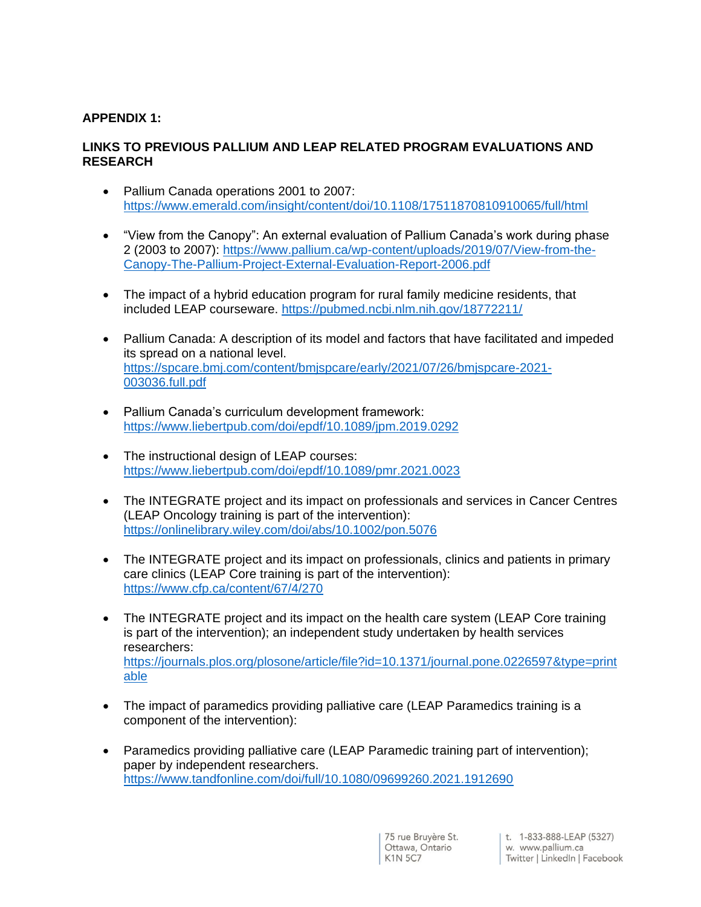**APPENDIX 1:**

**LINKS TO PREVIOUS PALLIUM AND LEAP RELATED PROGRAM EVALUATIONS AND RESEARCH**

- Pallium Canada operations 2001 to 2007: https://www.emerald.com/insight/content/doi/10.1108/17511870810910065/full/html
- "View from the Canopy": An external evaluation of Pallium Canada's work during phase 2 (2003 to 2007): https://www.pallium.ca/wp-content/uploads/2019/07/View-from-the-Canopy-The-Pallium-Project-External-Evaluation-Report-2006.pdf
- The impact of a hybrid education program for rural family medicine residents, that included LEAP courseware. https://pubmed.ncbi.nlm.nih.gov/18772211/
- Pallium Canada: A description of its model and factors that have facilitated and impeded its spread on a national level. https://spcare.bmj.com/content/bmjspcare/early/2021/07/26/bmjspcare-2021-003036.full.pdf
- Pallium Canada's curriculum development framework: https://www.liebertpub.com/doi/epdf/10.1089/jpm.2019.0292
- The instructional design of LEAP courses: https://www.liebertpub.com/doi/epdf/10.1089/pmr.2021.0023
- The INTEGRATE project and its impact on professionals and services in Cancer Centres (LEAP Oncology training is part of the intervention): https://onlinelibrary.wiley.com/doi/abs/10.1002/pon.5076
- The INTEGRATE project and its impact on professionals, clinics and patients in primary care clinics (LEAP Core training is part of the intervention): https://www.cfp.ca/content/67/4/270
- The INTEGRATE project and its impact on the health care system (LEAP Core training is part of the intervention); an independent study undertaken by health services researchers: https://journals.plos.org/plosone/article/file?id=10.1371/journal.pone.0226597&type=printable
- The impact of paramedics providing palliative care (LEAP Paramedics training is a component of the intervention):
- Paramedics providing palliative care (LEAP Paramedic training part of intervention); paper by independent researchers. https://www.tandfonline.com/doi/full/10.1080/09699260.2021.1912690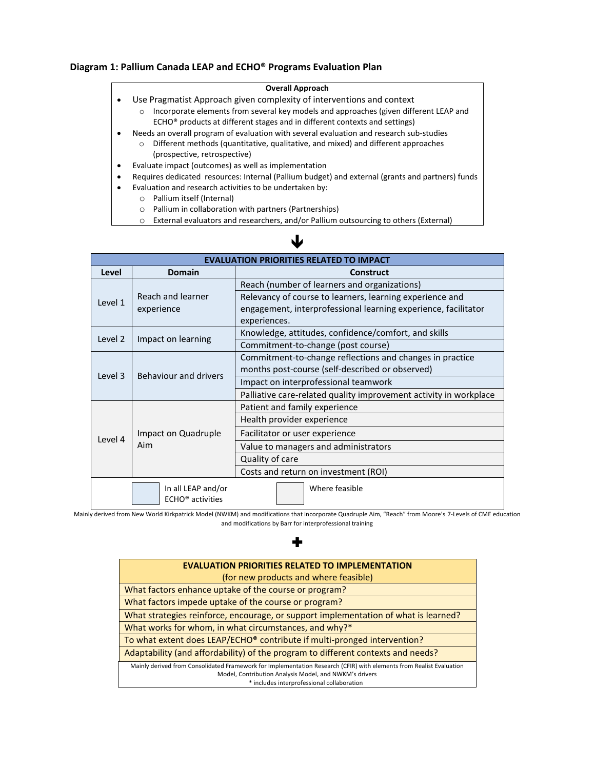### Diagram 1: Pallium Canada LEAP and ECHO® Programs Evaluation Plan

**Overall Approach**

- Use Pragmatist Approach given complexity of interventions and context
  - Incorporate elements from several key models and approaches (given different LEAP and ECHO® products at different stages and in different contexts and settings)
- Needs an overall program of evaluation with several evaluation and research sub-studies
  - Different methods (quantitative, qualitative, and mixed) and different approaches (prospective, retrospective)
- Evaluate impact (outcomes) as well as implementation
- Requires dedicated resources: Internal (Pallium budget) and external (grants and partners) funds
- Evaluation and research activities to be undertaken by:
  - Pallium itself (Internal)
  - Pallium in collaboration with partners (Partnerships)
  - External evaluators and researchers, and/or Pallium outsourcing to others (External)

↓

**EVALUATION PRIORITIES RELATED TO IMPACT**

| Level | Domain | Construct |
|---|---|---|
| Level 1 | Reach and learner experience | Reach (number of learners and organizations) |
| | | Relevancy of course to learners, learning experience and engagement, interprofessional learning experience, facilitator experiences. |
| Level 2 | Impact on learning | Knowledge, attitudes, confidence/comfort, and skills |
| | | Commitment-to-change (post course) |
| Level 3 | Behaviour and drivers | Commitment-to-change reflections and changes in practice months post-course (self-described or observed) |
| | | Impact on interprofessional teamwork |
| | | Palliative care-related quality improvement activity in workplace |
| Level 4 | Impact on Quadruple Aim | Patient and family experience |
| | | Health provider experience |
| | | Facilitator or user experience |
| | | Value to managers and administrators |
| | | Quality of care |
| | | Costs and return on investment (ROI) |

Legend: In all LEAP and/or ECHO® activities (Levels 1–3) | Where feasible (Level 4)

Mainly derived from New World Kirkpatrick Model (NWKM) and modifications that incorporate Quadruple Aim, "Reach" from Moore's 7-Levels of CME education and modifications by Barr for interprofessional training

+

| EVALUATION PRIORITIES RELATED TO IMPLEMENTATION (for new products and where feasible) |
|---|
| What factors enhance uptake of the course or program? |
| What factors impede uptake of the course or program? |
| What strategies reinforce, encourage, or support implementation of what is learned? |
| What works for whom, in what circumstances, and why?* |
| To what extent does LEAP/ECHO® contribute if multi-pronged intervention? |
| Adaptability (and affordability) of the program to different contexts and needs? |

Mainly derived from Consolidated Framework for Implementation Research (CFIR) with elements from Realist Evaluation Model, Contribution Analysis Model, and NWKM's drivers

* includes interprofessional collaboration